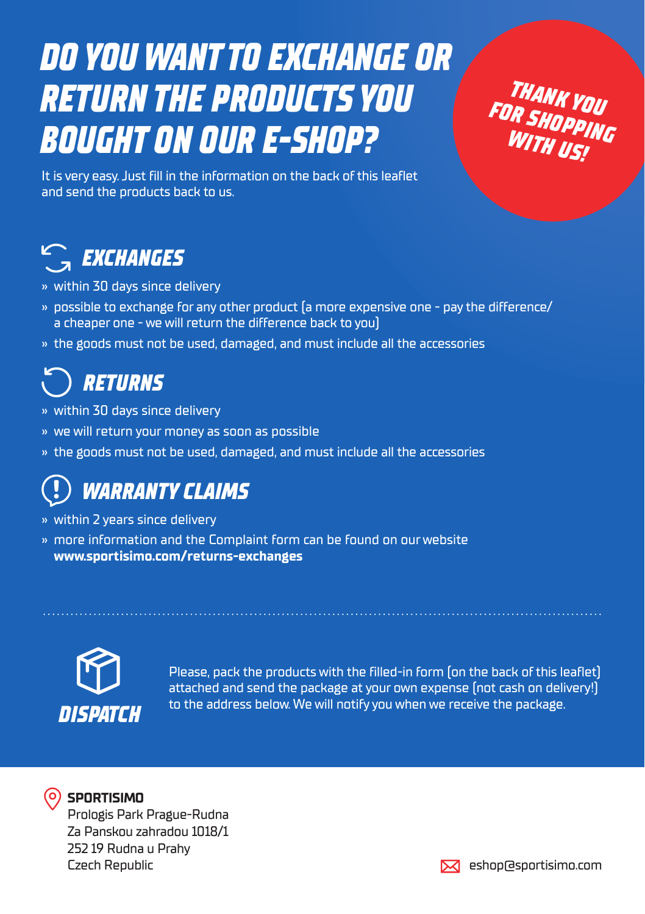# DO YOU WANT TO EXCHANGE OR RETURN THE PRODUCTS YOU BOUGHT ON OUR E-SHOP?

**THANK YOU FOR SHOPPING WITH US!**

It is very easy. Just fill in the information on the back of this leaflet and send the products back to us.

## EXCHANGES

- within 30 days since delivery
- possible to exchange for any other product (a more expensive one - pay the difference/ a cheaper one - we will return the difference back to you)
- the goods must not be used, damaged, and must include all the accessories

## RETURNS

- within 30 days since delivery
- we will return your money as soon as possible
- the goods must not be used, damaged, and must include all the accessories

## WARRANTY CLAIMS

- within 2 years since delivery
- more information and the Complaint form can be found on our website **www.sportisimo.com/returns-exchanges**

---

## DISPATCH

Please, pack the products with the filled-in form (on the back of this leaflet) attached and send the package at your own expense (not cash on delivery!) to the address below. We will notify you when we receive the package.

**SPORTISIMO**
Prologis Park Prague-Rudna
Za Panskou zahradou 1018/1
252 19 Rudna u Prahy
Czech Republic

eshop@sportisimo.com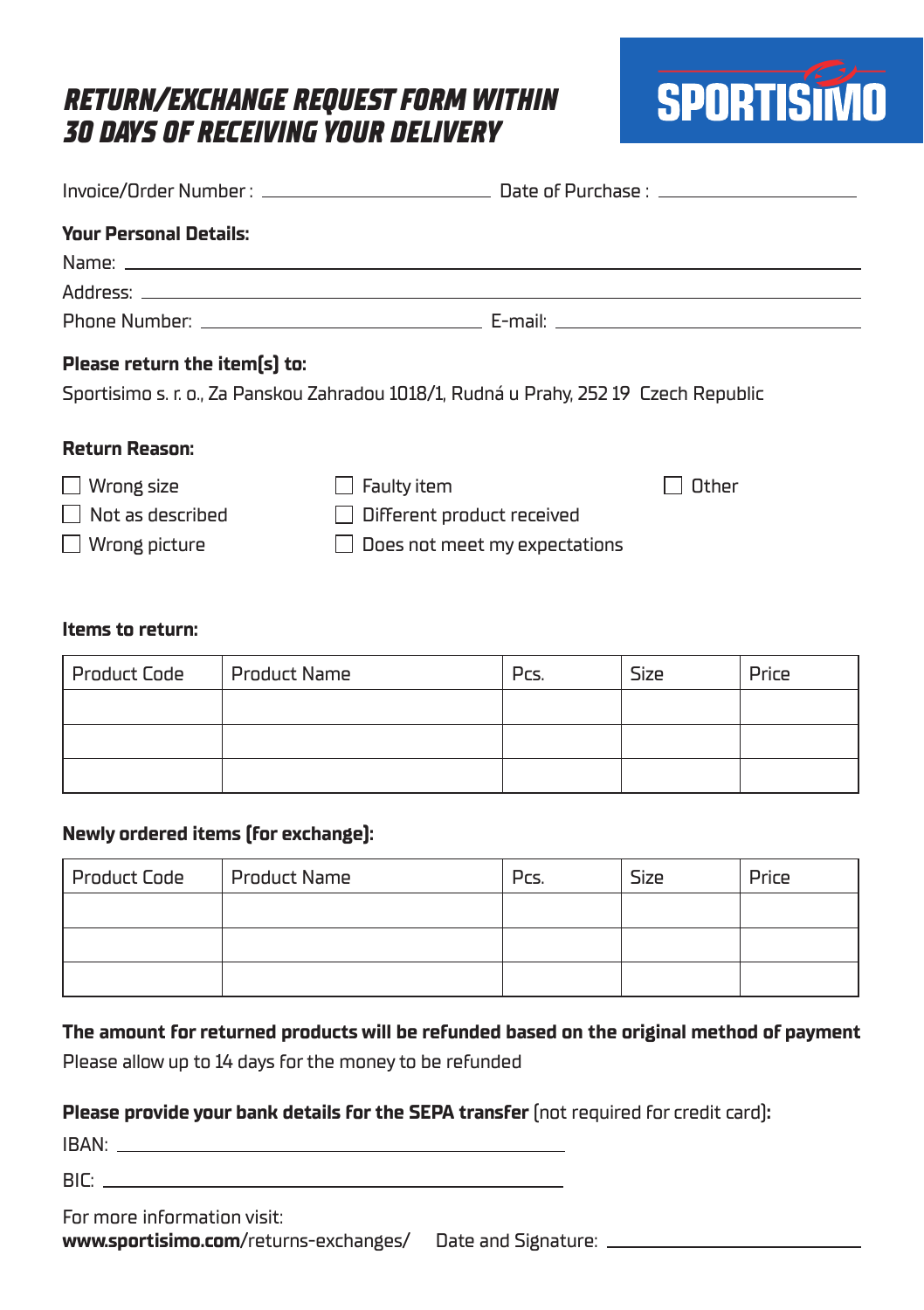# RETURN/EXCHANGE REQUEST FORM WITHIN 30 DAYS OF RECEIVING YOUR DELIVERY

SPORTISIMO

Invoice/Order Number : ______________________ Date of Purchase : ____________________

**Your Personal Details:**

Name: ______________________________________________

Address: ______________________________________________

Phone Number: ______________________ E-mail: ______________________

**Please return the item(s) to:**

Sportisimo s. r. o., Za Panskou Zahradou 1018/1, Rudná u Prahy, 252 19 Czech Republic

**Return Reason:**

- ☐ Wrong size
- ☐ Not as described
- ☐ Wrong picture
- ☐ Faulty item
- ☐ Different product received
- ☐ Does not meet my expectations
- ☐ Other

**Items to return:**

| Product Code | Product Name | Pcs. | Size | Price |
|---|---|---|---|---|
| | | | | |
| | | | | |
| | | | | |

**Newly ordered items (for exchange):**

| Product Code | Product Name | Pcs. | Size | Price |
|---|---|---|---|---|
| | | | | |
| | | | | |
| | | | | |

**The amount for returned products will be refunded based on the original method of payment**

Please allow up to 14 days for the money to be refunded

**Please provide your bank details for the SEPA transfer** (not required for credit card)**:**

IBAN: ______________________________

BIC: ______________________________

For more information visit:
**www.sportisimo.com**/returns-exchanges/

Date and Signature: ______________________